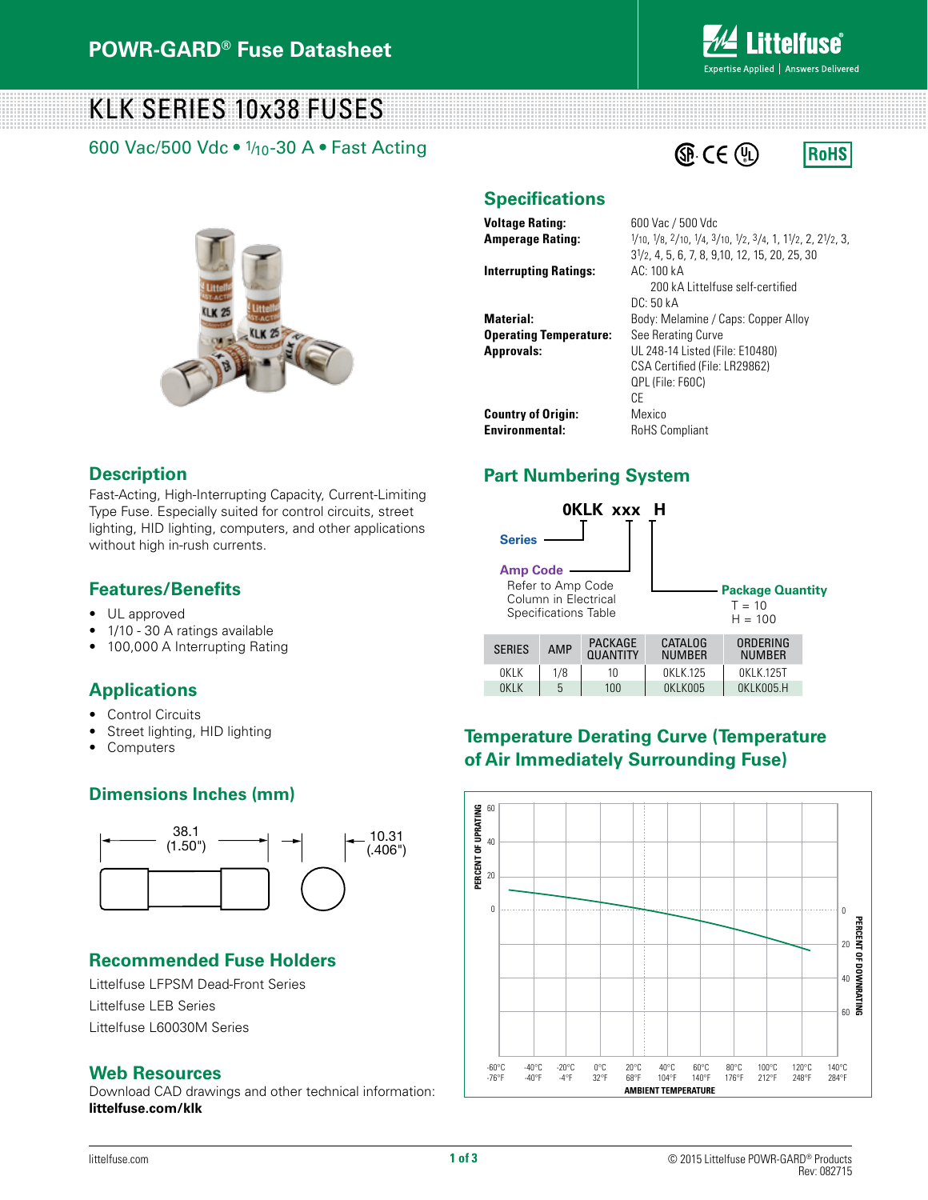POWR-GARD® Fuse Datasheet

# KLK SERIES 10x38 FUSES

600 Vac/500 Vdc • 1/10-30 A • Fast Acting

## Specifications

| | |
|---|---|
| **Voltage Rating:** | 600 Vac / 500 Vdc |
| **Amperage Rating:** | 1/10, 1/8, 2/10, 1/4, 3/10, 1/2, 3/4, 1, 1½, 2, 2½, 3, 3½, 4, 5, 6, 7, 8, 9,10, 12, 15, 20, 25, 30 |
| **Interrupting Ratings:** | AC: 100 kA<br>200 kA Littelfuse self-certified<br>DC: 50 kA |
| **Material:** | Body: Melamine / Caps: Copper Alloy |
| **Operating Temperature:** | See Rerating Curve |
| **Approvals:** | UL 248-14 Listed (File: E10480)<br>CSA Certified (File: LR29862)<br>QPL (File: F60C)<br>CE |
| **Country of Origin:** | Mexico |
| **Environmental:** | RoHS Compliant |

## Description

Fast-Acting, High-Interrupting Capacity, Current-Limiting Type Fuse. Especially suited for control circuits, street lighting, HID lighting, computers, and other applications without high in-rush currents.

## Features/Benefits

- UL approved
- 1/10 - 30 A ratings available
- 100,000 A Interrupting Rating

## Applications

- Control Circuits
- Street lighting, HID lighting
- Computers

## Part Numbering System

0KLK xxx H

- **Series**
- **Amp Code** – Refer to Amp Code Column in Electrical Specifications Table
- **Package Quantity** – T = 10, H = 100

| SERIES | AMP | PACKAGE QUANTITY | CATALOG NUMBER | ORDERING NUMBER |
|---|---|---|---|---|
| 0KLK | 1/8 | 10 | 0KLK.125 | 0KLK.125T |
| 0KLK | 5 | 100 | 0KLK005 | 0KLK005.H |

## Dimensions Inches (mm)

Length: 38.1 (1.50")
Diameter: 10.31 (.406")

## Temperature Derating Curve (Temperature of Air Immediately Surrounding Fuse)

Y-axis (left): PERCENT OF UPRATING (0, 20, 40, 60); Y-axis (right): PERCENT OF DOWNRATING (0, 20, 40, 60)

X-axis: AMBIENT TEMPERATURE: -60°C/-76°F, -40°C/-40°F, -20°C/-4°F, 0°C/32°F, 20°C/68°F, 40°C/104°F, 60°C/140°F, 80°C/176°F, 100°C/212°F, 120°C/248°F, 140°C/284°F

## Recommended Fuse Holders

Littelfuse LFPSM Dead-Front Series

Littelfuse LEB Series

Littelfuse L60030M Series

## Web Resources

Download CAD drawings and other technical information:
**littelfuse.com/klk**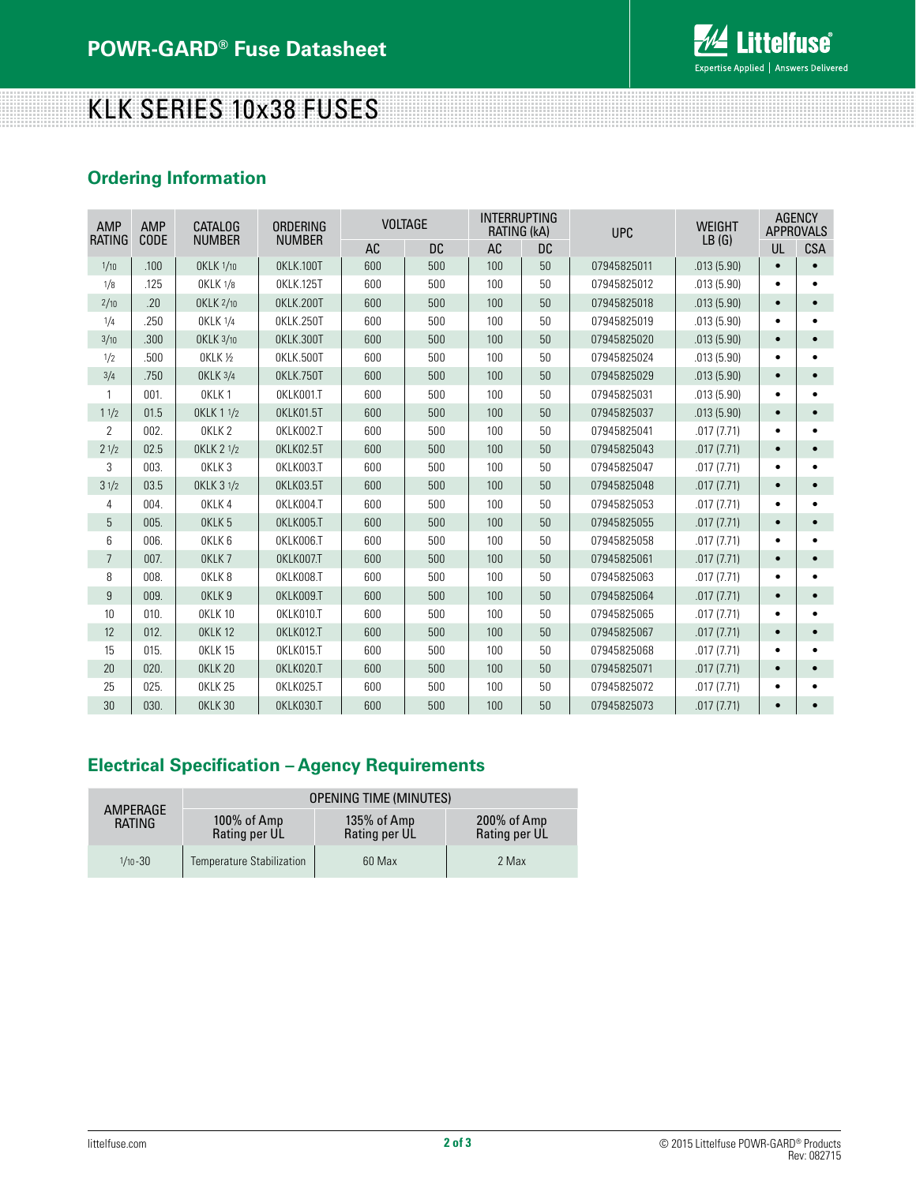# KLK SERIES 10x38 FUSES

## Ordering Information

| AMP RATING | AMP CODE | CATALOG NUMBER | ORDERING NUMBER | VOLTAGE | | INTERRUPTING RATING (kA) | | UPC | WEIGHT LB (G) | AGENCY APPROVALS | |
|---|---|---|---|---|---|---|---|---|---|---|---|
| | | | | AC | DC | AC | DC | | | UL | CSA |
| 1/10 | .100 | 0KLK 1/10 | 0KLK.100T | 600 | 500 | 100 | 50 | 07945825011 | .013 (5.90) | • | • |
| 1/8 | .125 | 0KLK 1/8 | 0KLK.125T | 600 | 500 | 100 | 50 | 07945825012 | .013 (5.90) | • | • |
| 2/10 | .20 | 0KLK 2/10 | 0KLK.200T | 600 | 500 | 100 | 50 | 07945825018 | .013 (5.90) | • | • |
| 1/4 | .250 | 0KLK 1/4 | 0KLK.250T | 600 | 500 | 100 | 50 | 07945825019 | .013 (5.90) | • | • |
| 3/10 | .300 | 0KLK 3/10 | 0KLK.300T | 600 | 500 | 100 | 50 | 07945825020 | .013 (5.90) | • | • |
| 1/2 | .500 | 0KLK ½ | 0KLK.500T | 600 | 500 | 100 | 50 | 07945825024 | .013 (5.90) | • | • |
| 3/4 | .750 | 0KLK 3/4 | 0KLK.750T | 600 | 500 | 100 | 50 | 07945825029 | .013 (5.90) | • | • |
| 1 | 001. | 0KLK 1 | 0KLK001.T | 600 | 500 | 100 | 50 | 07945825031 | .013 (5.90) | • | • |
| 1 1/2 | 01.5 | 0KLK 1 1/2 | 0KLK01.5T | 600 | 500 | 100 | 50 | 07945825037 | .013 (5.90) | • | • |
| 2 | 002. | 0KLK 2 | 0KLK002.T | 600 | 500 | 100 | 50 | 07945825041 | .017 (7.71) | • | • |
| 2 1/2 | 02.5 | 0KLK 2 1/2 | 0KLK02.5T | 600 | 500 | 100 | 50 | 07945825043 | .017 (7.71) | • | • |
| 3 | 003. | 0KLK 3 | 0KLK003.T | 600 | 500 | 100 | 50 | 07945825047 | .017 (7.71) | • | • |
| 3 1/2 | 03.5 | 0KLK 3 1/2 | 0KLK03.5T | 600 | 500 | 100 | 50 | 07945825048 | .017 (7.71) | • | • |
| 4 | 004. | 0KLK 4 | 0KLK004.T | 600 | 500 | 100 | 50 | 07945825053 | .017 (7.71) | • | • |
| 5 | 005. | 0KLK 5 | 0KLK005.T | 600 | 500 | 100 | 50 | 07945825055 | .017 (7.71) | • | • |
| 6 | 006. | 0KLK 6 | 0KLK006.T | 600 | 500 | 100 | 50 | 07945825058 | .017 (7.71) | • | • |
| 7 | 007. | 0KLK 7 | 0KLK007.T | 600 | 500 | 100 | 50 | 07945825061 | .017 (7.71) | • | • |
| 8 | 008. | 0KLK 8 | 0KLK008.T | 600 | 500 | 100 | 50 | 07945825063 | .017 (7.71) | • | • |
| 9 | 009. | 0KLK 9 | 0KLK009.T | 600 | 500 | 100 | 50 | 07945825064 | .017 (7.71) | • | • |
| 10 | 010. | 0KLK 10 | 0KLK010.T | 600 | 500 | 100 | 50 | 07945825065 | .017 (7.71) | • | • |
| 12 | 012. | 0KLK 12 | 0KLK012.T | 600 | 500 | 100 | 50 | 07945825067 | .017 (7.71) | • | • |
| 15 | 015. | 0KLK 15 | 0KLK015.T | 600 | 500 | 100 | 50 | 07945825068 | .017 (7.71) | • | • |
| 20 | 020. | 0KLK 20 | 0KLK020.T | 600 | 500 | 100 | 50 | 07945825071 | .017 (7.71) | • | • |
| 25 | 025. | 0KLK 25 | 0KLK025.T | 600 | 500 | 100 | 50 | 07945825072 | .017 (7.71) | • | • |
| 30 | 030. | 0KLK 30 | 0KLK030.T | 600 | 500 | 100 | 50 | 07945825073 | .017 (7.71) | • | • |

## Electrical Specification – Agency Requirements

| AMPERAGE RATING | OPENING TIME (MINUTES) | | |
|---|---|---|---|
| | 100% of Amp Rating per UL | 135% of Amp Rating per UL | 200% of Amp Rating per UL |
| 1/10-30 | Temperature Stabilization | 60 Max | 2 Max |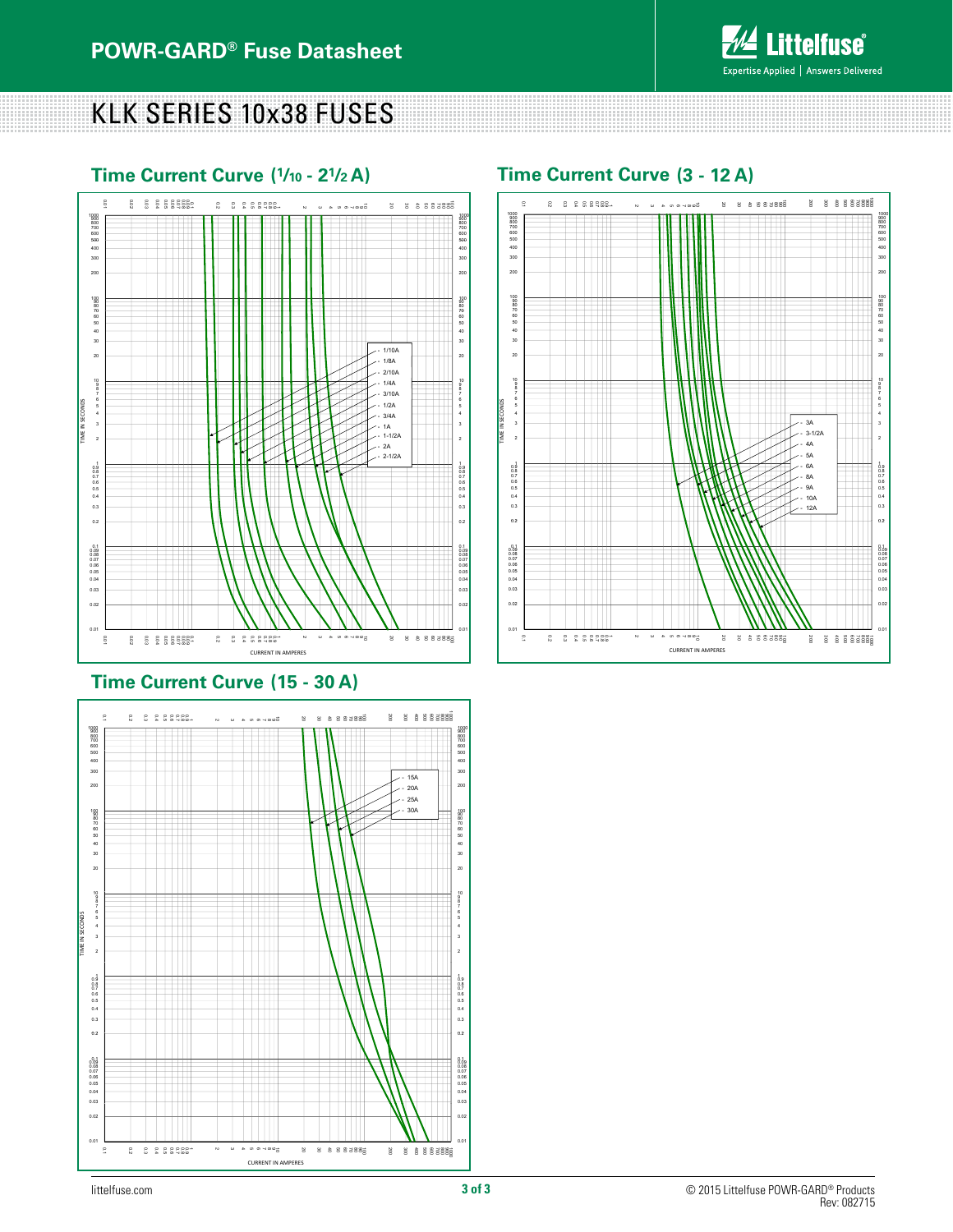# KLK SERIES 10x38 FUSES

## Time Current Curve (1/10 - 2-1/2 A)

1/10A
1/8A
2/10A
1/4A
3/10A
1/2A
3/4A
1A
1-1/2A
2A
2-1/2A

TIME IN SECONDS

CURRENT IN AMPERES

## Time Current Curve (3 - 12 A)

3A
3-1/2A
4A
5A
6A
8A
9A
10A
12A

TIME IN SECONDS

CURRENT IN AMPERES

## Time Current Curve (15 - 30 A)

15A
20A
25A
30A

TIME IN SECONDS

CURRENT IN AMPERES

littelfuse.com

© 2015 Littelfuse POWR-GARD® Products
Rev: 082715